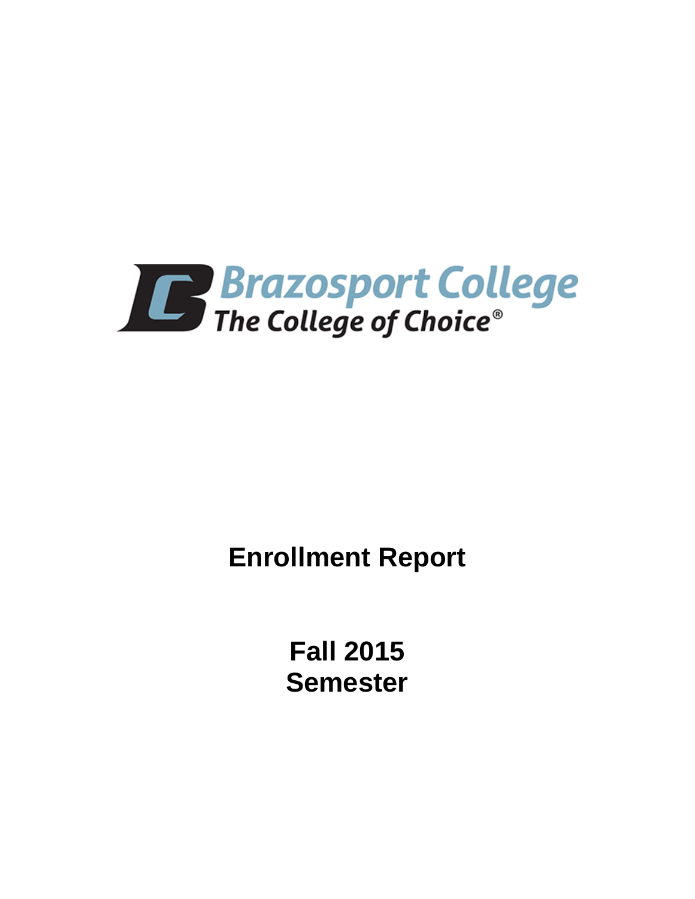Brazosport College

The College of Choice®

# Enrollment Report

## Fall 2015
## Semester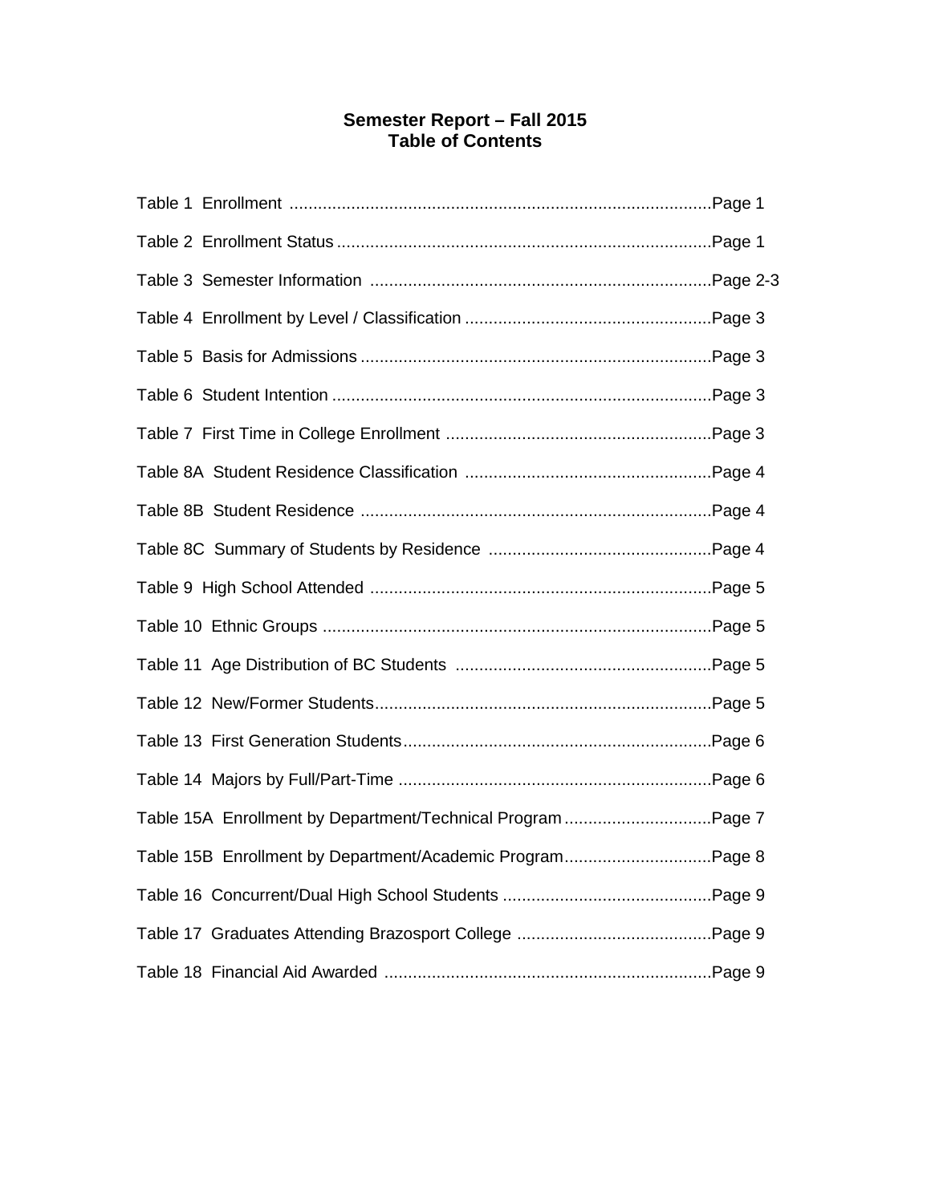# Semester Report – Fall 2015
## Table of Contents

| Table | Page |
|---|---|
| Table 1 Enrollment | Page 1 |
| Table 2 Enrollment Status | Page 1 |
| Table 3 Semester Information | Page 2-3 |
| Table 4 Enrollment by Level / Classification | Page 3 |
| Table 5 Basis for Admissions | Page 3 |
| Table 6 Student Intention | Page 3 |
| Table 7 First Time in College Enrollment | Page 3 |
| Table 8A Student Residence Classification | Page 4 |
| Table 8B Student Residence | Page 4 |
| Table 8C Summary of Students by Residence | Page 4 |
| Table 9 High School Attended | Page 5 |
| Table 10 Ethnic Groups | Page 5 |
| Table 11 Age Distribution of BC Students | Page 5 |
| Table 12 New/Former Students | Page 5 |
| Table 13 First Generation Students | Page 6 |
| Table 14 Majors by Full/Part-Time | Page 6 |
| Table 15A Enrollment by Department/Technical Program | Page 7 |
| Table 15B Enrollment by Department/Academic Program | Page 8 |
| Table 16 Concurrent/Dual High School Students | Page 9 |
| Table 17 Graduates Attending Brazosport College | Page 9 |
| Table 18 Financial Aid Awarded | Page 9 |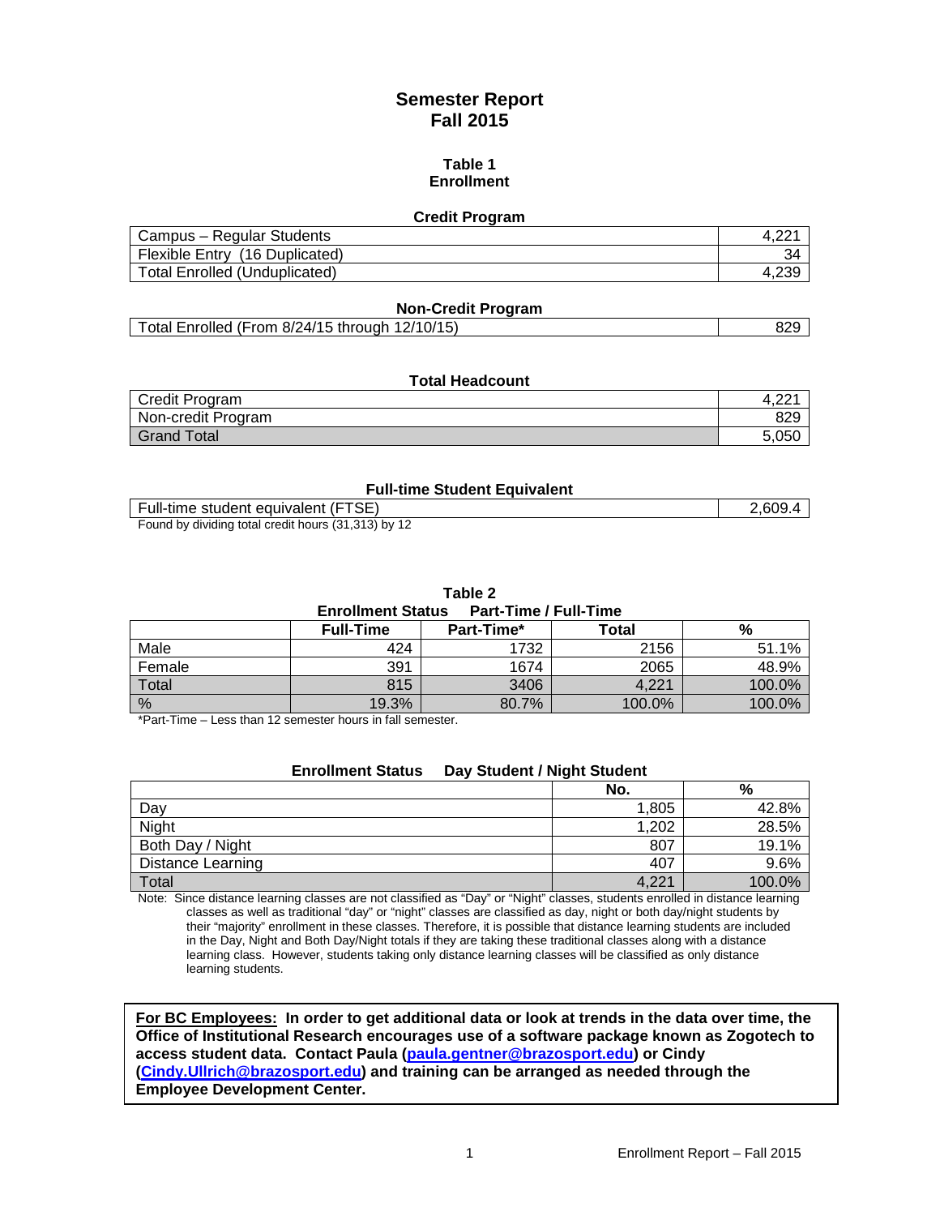# Semester Report
# Fall 2015

## Table 1
## Enrollment

### Credit Program

| | |
|---|---|
| Campus – Regular Students | 4,221 |
| Flexible Entry (16 Duplicated) | 34 |
| Total Enrolled (Unduplicated) | 4,239 |

### Non-Credit Program

| | |
|---|---|
| Total Enrolled (From 8/24/15 through 12/10/15) | 829 |

### Total Headcount

| | |
|---|---|
| Credit Program | 4,221 |
| Non-credit Program | 829 |
| Grand Total | 5,050 |

### Full-time Student Equivalent

| | |
|---|---|
| Full-time student equivalent (FTSE) | 2,609.4 |

Found by dividing total credit hours (31,313) by 12

## Table 2
### Enrollment Status Part-Time / Full-Time

| | Full-Time | Part-Time* | Total | % |
|---|---|---|---|---|
| Male | 424 | 1732 | 2156 | 51.1% |
| Female | 391 | 1674 | 2065 | 48.9% |
| Total | 815 | 3406 | 4,221 | 100.0% |
| % | 19.3% | 80.7% | 100.0% | 100.0% |

*Part-Time – Less than 12 semester hours in fall semester.

### Enrollment Status Day Student / Night Student

| | No. | % |
|---|---|---|
| Day | 1,805 | 42.8% |
| Night | 1,202 | 28.5% |
| Both Day / Night | 807 | 19.1% |
| Distance Learning | 407 | 9.6% |
| Total | 4,221 | 100.0% |

Note: Since distance learning classes are not classified as "Day" or "Night" classes, students enrolled in distance learning classes as well as traditional "day" or "night" classes are classified as day, night or both day/night students by their "majority" enrollment in these classes. Therefore, it is possible that distance learning students are included in the Day, Night and Both Day/Night totals if they are taking these traditional classes along with a distance learning class. However, students taking only distance learning classes will be classified as only distance learning students.

**For BC Employees: In order to get additional data or look at trends in the data over time, the Office of Institutional Research encourages use of a software package known as Zogotech to access student data. Contact Paula (paula.gentner@brazosport.edu) or Cindy (Cindy.Ullrich@brazosport.edu) and training can be arranged as needed through the Employee Development Center.**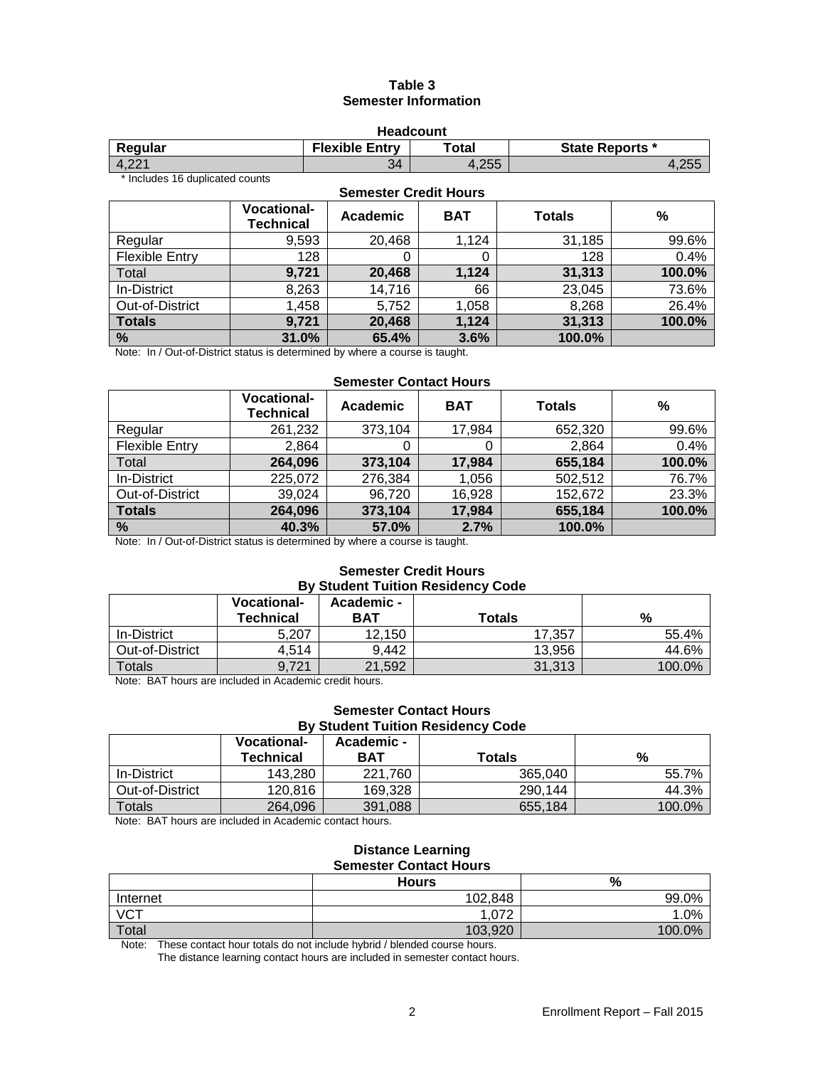# Table 3
## Semester Information

**Headcount**

| Regular | Flexible Entry | Total | State Reports * |
|---|---|---|---|
| 4,221 | 34 | 4,255 | 4,255 |

* Includes 16 duplicated counts

**Semester Credit Hours**

| | Vocational-Technical | Academic | BAT | Totals | % |
|---|---|---|---|---|---|
| Regular | 9,593 | 20,468 | 1,124 | 31,185 | 99.6% |
| Flexible Entry | 128 | 0 | 0 | 128 | 0.4% |
| **Total** | **9,721** | **20,468** | **1,124** | **31,313** | **100.0%** |
| In-District | 8,263 | 14,716 | 66 | 23,045 | 73.6% |
| Out-of-District | 1,458 | 5,752 | 1,058 | 8,268 | 26.4% |
| **Totals** | **9,721** | **20,468** | **1,124** | **31,313** | **100.0%** |
| **%** | **31.0%** | **65.4%** | **3.6%** | **100.0%** | |

Note: In / Out-of-District status is determined by where a course is taught.

**Semester Contact Hours**

| | Vocational-Technical | Academic | BAT | Totals | % |
|---|---|---|---|---|---|
| Regular | 261,232 | 373,104 | 17,984 | 652,320 | 99.6% |
| Flexible Entry | 2,864 | 0 | 0 | 2,864 | 0.4% |
| **Total** | **264,096** | **373,104** | **17,984** | **655,184** | **100.0%** |
| In-District | 225,072 | 276,384 | 1,056 | 502,512 | 76.7% |
| Out-of-District | 39,024 | 96,720 | 16,928 | 152,672 | 23.3% |
| **Totals** | **264,096** | **373,104** | **17,984** | **655,184** | **100.0%** |
| **%** | **40.3%** | **57.0%** | **2.7%** | **100.0%** | |

Note: In / Out-of-District status is determined by where a course is taught.

**Semester Credit Hours**
**By Student Tuition Residency Code**

| | Vocational-Technical | Academic - BAT | Totals | % |
|---|---|---|---|---|
| In-District | 5,207 | 12,150 | 17,357 | 55.4% |
| Out-of-District | 4,514 | 9,442 | 13,956 | 44.6% |
| Totals | 9,721 | 21,592 | 31,313 | 100.0% |

Note: BAT hours are included in Academic credit hours.

**Semester Contact Hours**
**By Student Tuition Residency Code**

| | Vocational-Technical | Academic - BAT | Totals | % |
|---|---|---|---|---|
| In-District | 143,280 | 221,760 | 365,040 | 55.7% |
| Out-of-District | 120,816 | 169,328 | 290,144 | 44.3% |
| Totals | 264,096 | 391,088 | 655,184 | 100.0% |

Note: BAT hours are included in Academic contact hours.

**Distance Learning**
**Semester Contact Hours**

| | Hours | % |
|---|---|---|
| Internet | 102,848 | 99.0% |
| VCT | 1,072 | 1.0% |
| Total | 103,920 | 100.0% |

Note: These contact hour totals do not include hybrid / blended course hours.
The distance learning contact hours are included in semester contact hours.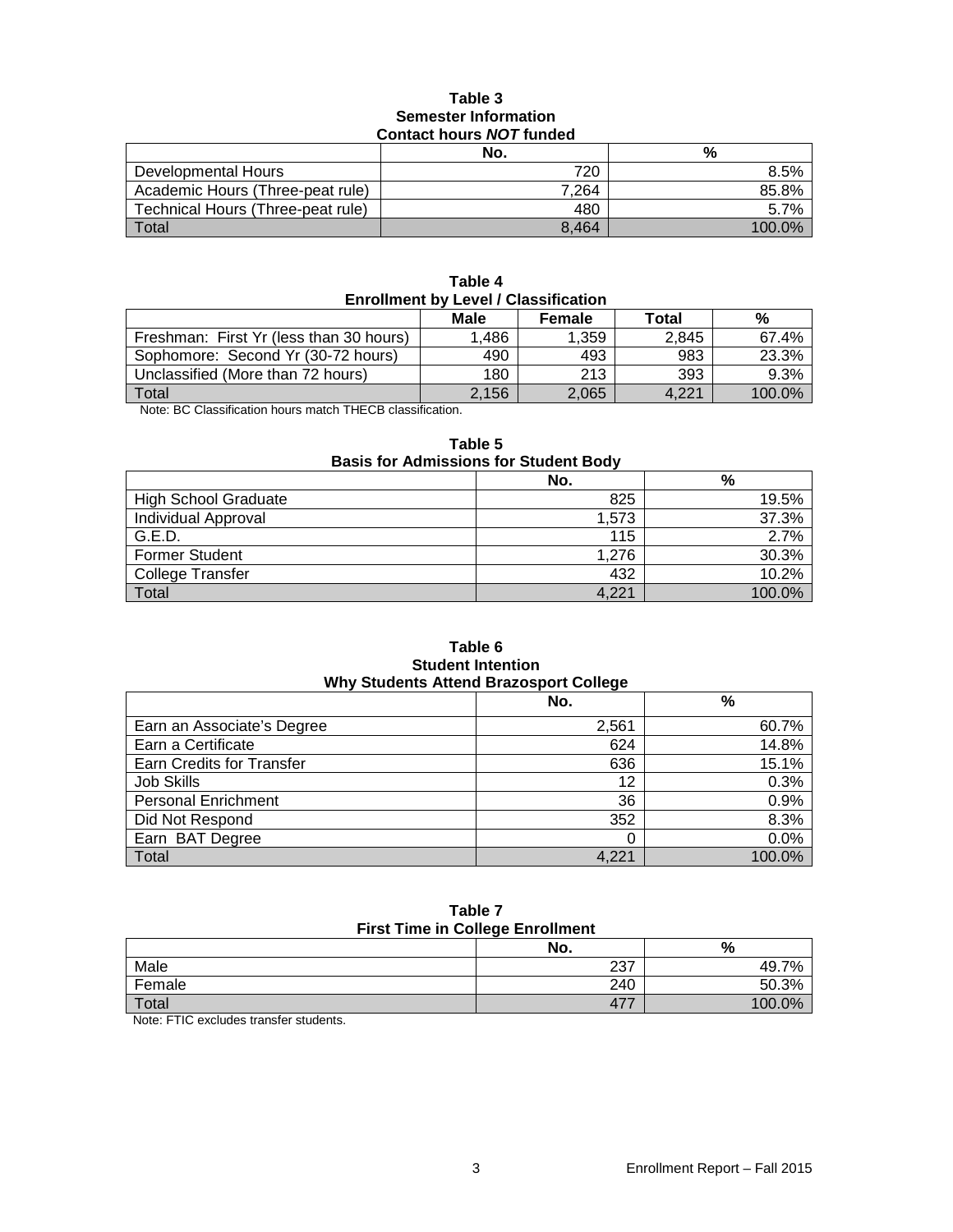**Table 3**
**Semester Information**
**Contact hours *NOT* funded**

| | No. | % |
|---|---|---|
| Developmental Hours | 720 | 8.5% |
| Academic Hours (Three-peat rule) | 7,264 | 85.8% |
| Technical Hours (Three-peat rule) | 480 | 5.7% |
| Total | 8,464 | 100.0% |

**Table 4**
**Enrollment by Level / Classification**

| | Male | Female | Total | % |
|---|---|---|---|---|
| Freshman: First Yr (less than 30 hours) | 1,486 | 1,359 | 2,845 | 67.4% |
| Sophomore: Second Yr (30-72 hours) | 490 | 493 | 983 | 23.3% |
| Unclassified (More than 72 hours) | 180 | 213 | 393 | 9.3% |
| Total | 2,156 | 2,065 | 4,221 | 100.0% |

Note: BC Classification hours match THECB classification.

**Table 5**
**Basis for Admissions for Student Body**

| | No. | % |
|---|---|---|
| High School Graduate | 825 | 19.5% |
| Individual Approval | 1,573 | 37.3% |
| G.E.D. | 115 | 2.7% |
| Former Student | 1,276 | 30.3% |
| College Transfer | 432 | 10.2% |
| Total | 4,221 | 100.0% |

**Table 6**
**Student Intention**
**Why Students Attend Brazosport College**

| | No. | % |
|---|---|---|
| Earn an Associate's Degree | 2,561 | 60.7% |
| Earn a Certificate | 624 | 14.8% |
| Earn Credits for Transfer | 636 | 15.1% |
| Job Skills | 12 | 0.3% |
| Personal Enrichment | 36 | 0.9% |
| Did Not Respond | 352 | 8.3% |
| Earn BAT Degree | 0 | 0.0% |
| Total | 4,221 | 100.0% |

**Table 7**
**First Time in College Enrollment**

| | No. | % |
|---|---|---|
| Male | 237 | 49.7% |
| Female | 240 | 50.3% |
| Total | 477 | 100.0% |

Note: FTIC excludes transfer students.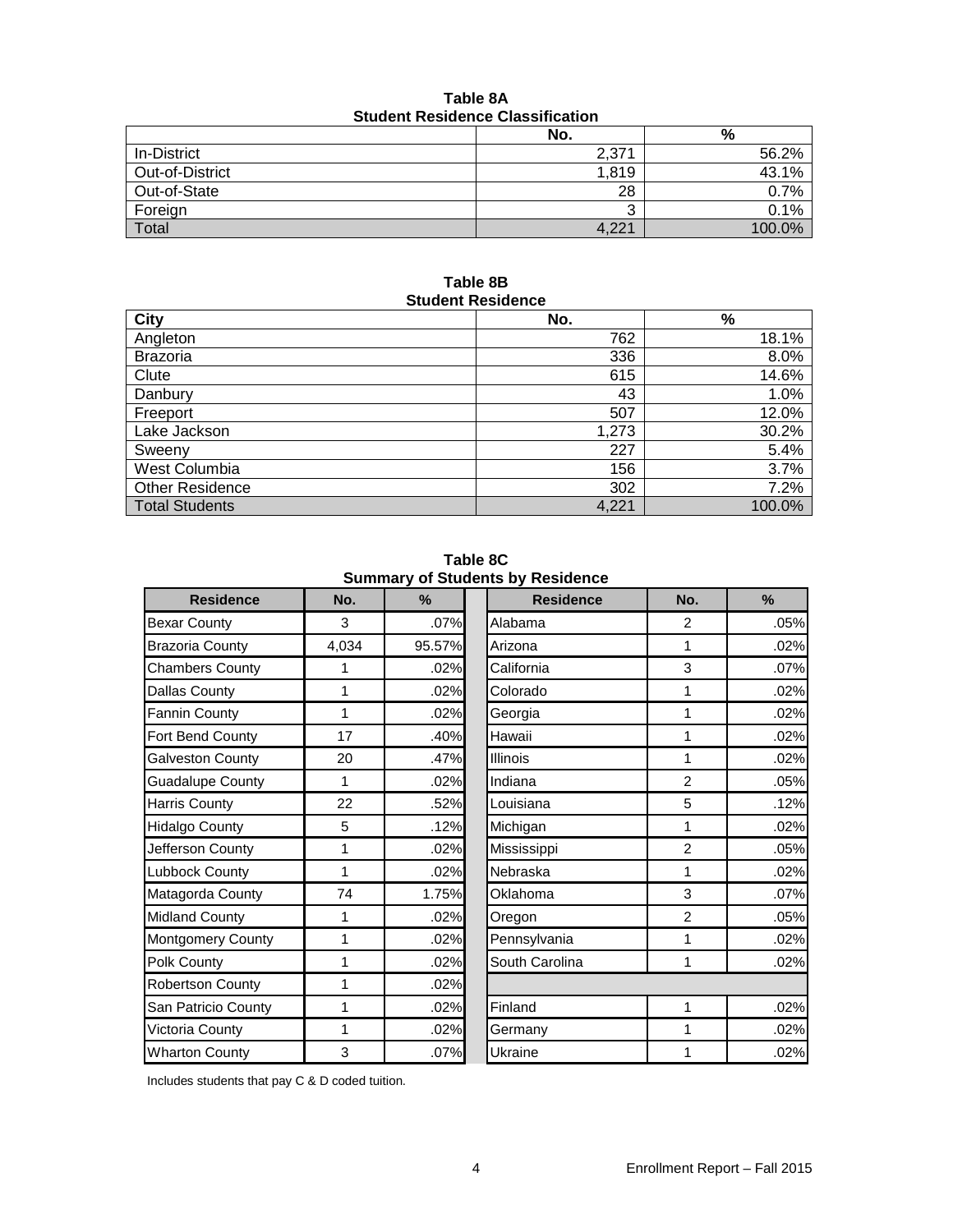**Table 8A**
**Student Residence Classification**

| | No. | % |
|---|---|---|
| In-District | 2,371 | 56.2% |
| Out-of-District | 1,819 | 43.1% |
| Out-of-State | 28 | 0.7% |
| Foreign | 3 | 0.1% |
| Total | 4,221 | 100.0% |

**Table 8B**
**Student Residence**

| City | No. | % |
|---|---|---|
| Angleton | 762 | 18.1% |
| Brazoria | 336 | 8.0% |
| Clute | 615 | 14.6% |
| Danbury | 43 | 1.0% |
| Freeport | 507 | 12.0% |
| Lake Jackson | 1,273 | 30.2% |
| Sweeny | 227 | 5.4% |
| West Columbia | 156 | 3.7% |
| Other Residence | 302 | 7.2% |
| Total Students | 4,221 | 100.0% |

**Table 8C**
**Summary of Students by Residence**

| Residence | No. | % | | Residence | No. | % |
|---|---|---|---|---|---|---|
| Bexar County | 3 | .07% | | Alabama | 2 | .05% |
| Brazoria County | 4,034 | 95.57% | | Arizona | 1 | .02% |
| Chambers County | 1 | .02% | | California | 3 | .07% |
| Dallas County | 1 | .02% | | Colorado | 1 | .02% |
| Fannin County | 1 | .02% | | Georgia | 1 | .02% |
| Fort Bend County | 17 | .40% | | Hawaii | 1 | .02% |
| Galveston County | 20 | .47% | | Illinois | 1 | .02% |
| Guadalupe County | 1 | .02% | | Indiana | 2 | .05% |
| Harris County | 22 | .52% | | Louisiana | 5 | .12% |
| Hidalgo County | 5 | .12% | | Michigan | 1 | .02% |
| Jefferson County | 1 | .02% | | Mississippi | 2 | .05% |
| Lubbock County | 1 | .02% | | Nebraska | 1 | .02% |
| Matagorda County | 74 | 1.75% | | Oklahoma | 3 | .07% |
| Midland County | 1 | .02% | | Oregon | 2 | .05% |
| Montgomery County | 1 | .02% | | Pennsylvania | 1 | .02% |
| Polk County | 1 | .02% | | South Carolina | 1 | .02% |
| Robertson County | 1 | .02% | | | | |
| San Patricio County | 1 | .02% | | Finland | 1 | .02% |
| Victoria County | 1 | .02% | | Germany | 1 | .02% |
| Wharton County | 3 | .07% | | Ukraine | 1 | .02% |

Includes students that pay C & D coded tuition.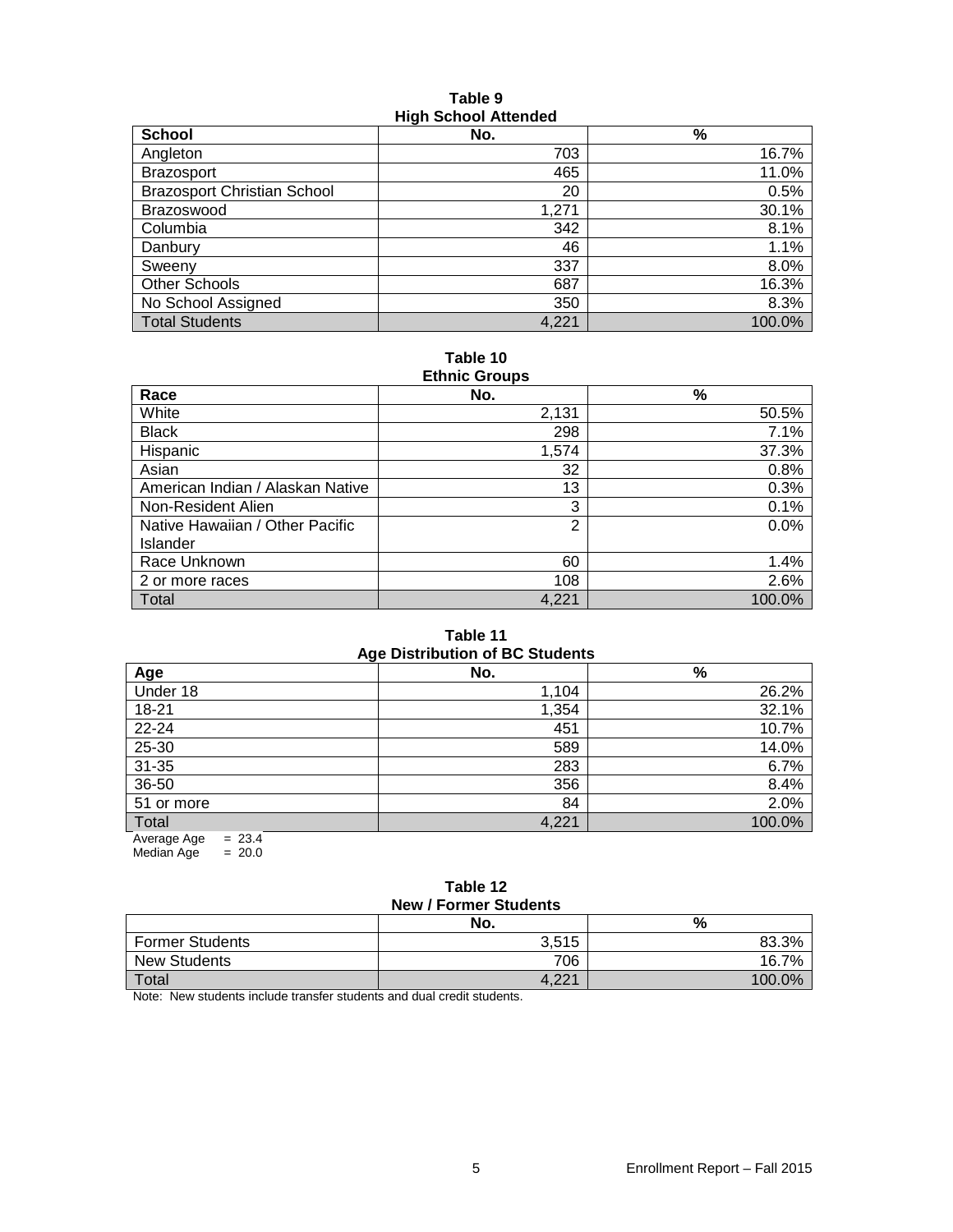**Table 9**
**High School Attended**

| School | No. | % |
|---|---|---|
| Angleton | 703 | 16.7% |
| Brazosport | 465 | 11.0% |
| Brazosport Christian School | 20 | 0.5% |
| Brazoswood | 1,271 | 30.1% |
| Columbia | 342 | 8.1% |
| Danbury | 46 | 1.1% |
| Sweeny | 337 | 8.0% |
| Other Schools | 687 | 16.3% |
| No School Assigned | 350 | 8.3% |
| Total Students | 4,221 | 100.0% |

**Table 10**
**Ethnic Groups**

| Race | No. | % |
|---|---|---|
| White | 2,131 | 50.5% |
| Black | 298 | 7.1% |
| Hispanic | 1,574 | 37.3% |
| Asian | 32 | 0.8% |
| American Indian / Alaskan Native | 13 | 0.3% |
| Non-Resident Alien | 3 | 0.1% |
| Native Hawaiian / Other Pacific Islander | 2 | 0.0% |
| Race Unknown | 60 | 1.4% |
| 2 or more races | 108 | 2.6% |
| Total | 4,221 | 100.0% |

**Table 11**
**Age Distribution of BC Students**

| Age | No. | % |
|---|---|---|
| Under 18 | 1,104 | 26.2% |
| 18-21 | 1,354 | 32.1% |
| 22-24 | 451 | 10.7% |
| 25-30 | 589 | 14.0% |
| 31-35 | 283 | 6.7% |
| 36-50 | 356 | 8.4% |
| 51 or more | 84 | 2.0% |
| Total | 4,221 | 100.0% |

Average Age = 23.4
Median Age = 20.0

**Table 12**
**New / Former Students**

| | No. | % |
|---|---|---|
| Former Students | 3,515 | 83.3% |
| New Students | 706 | 16.7% |
| Total | 4,221 | 100.0% |

Note: New students include transfer students and dual credit students.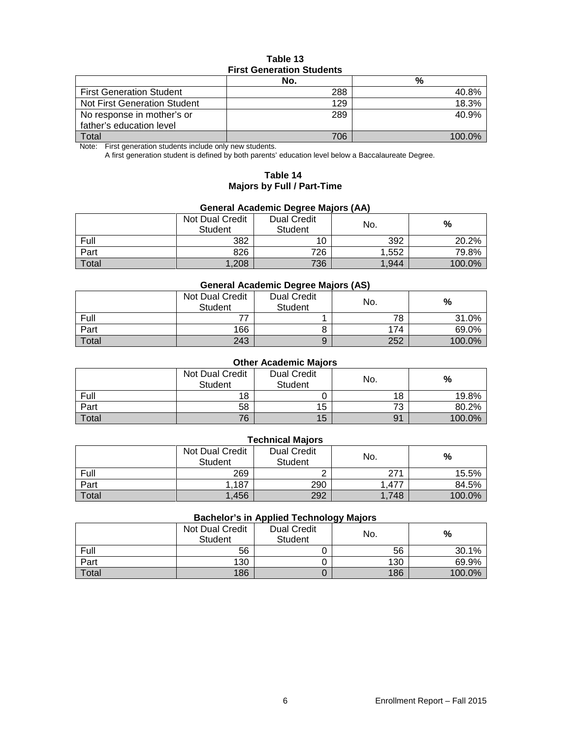**Table 13**
**First Generation Students**

| | No. | % |
|---|---|---|
| First Generation Student | 288 | 40.8% |
| Not First Generation Student | 129 | 18.3% |
| No response in mother's or father's education level | 289 | 40.9% |
| Total | 706 | 100.0% |

Note: First generation students include only new students.
A first generation student is defined by both parents' education level below a Baccalaureate Degree.

**Table 14**
**Majors by Full / Part-Time**

**General Academic Degree Majors (AA)**

| | Not Dual Credit Student | Dual Credit Student | No. | % |
|---|---|---|---|---|
| Full | 382 | 10 | 392 | 20.2% |
| Part | 826 | 726 | 1,552 | 79.8% |
| Total | 1,208 | 736 | 1,944 | 100.0% |

**General Academic Degree Majors (AS)**

| | Not Dual Credit Student | Dual Credit Student | No. | % |
|---|---|---|---|---|
| Full | 77 | 1 | 78 | 31.0% |
| Part | 166 | 8 | 174 | 69.0% |
| Total | 243 | 9 | 252 | 100.0% |

**Other Academic Majors**

| | Not Dual Credit Student | Dual Credit Student | No. | % |
|---|---|---|---|---|
| Full | 18 | 0 | 18 | 19.8% |
| Part | 58 | 15 | 73 | 80.2% |
| Total | 76 | 15 | 91 | 100.0% |

**Technical Majors**

| | Not Dual Credit Student | Dual Credit Student | No. | % |
|---|---|---|---|---|
| Full | 269 | 2 | 271 | 15.5% |
| Part | 1,187 | 290 | 1,477 | 84.5% |
| Total | 1,456 | 292 | 1,748 | 100.0% |

**Bachelor's in Applied Technology Majors**

| | Not Dual Credit Student | Dual Credit Student | No. | % |
|---|---|---|---|---|
| Full | 56 | 0 | 56 | 30.1% |
| Part | 130 | 0 | 130 | 69.9% |
| Total | 186 | 0 | 186 | 100.0% |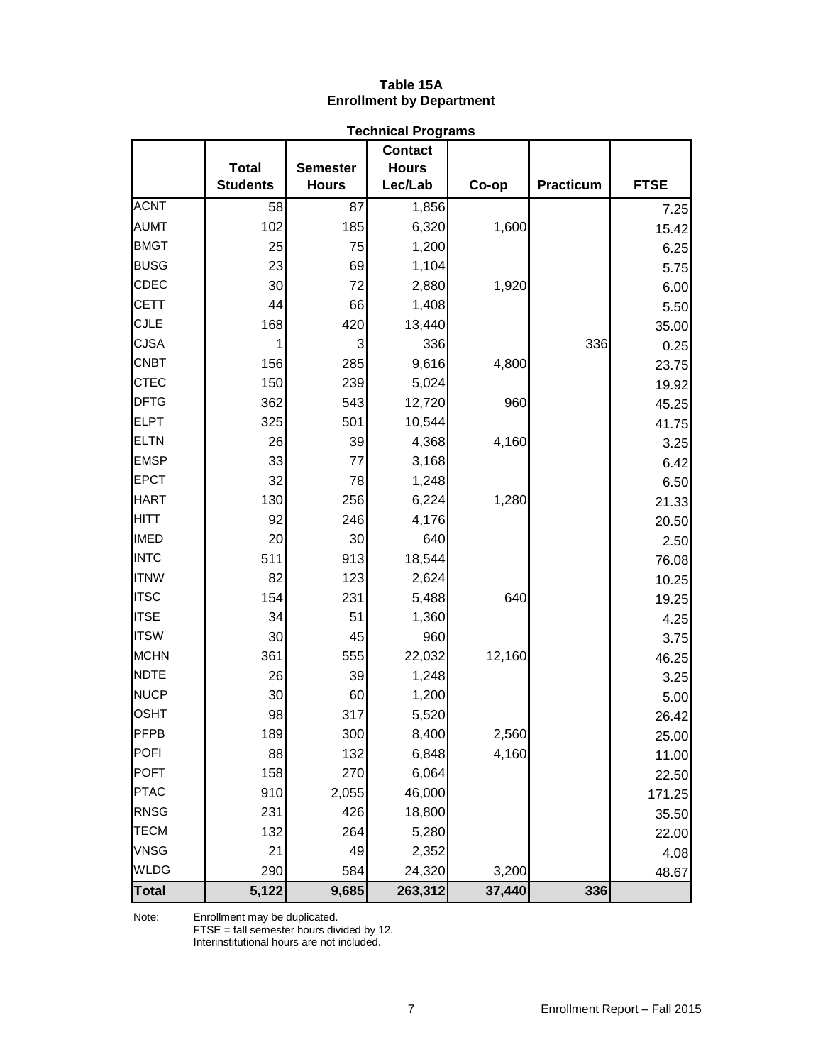# Table 15A
## Enrollment by Department

### Technical Programs

| | Total Students | Semester Hours | Contact Hours Lec/Lab | Co-op | Practicum | FTSE |
|---|---|---|---|---|---|---|
| ACNT | 58 | 87 | 1,856 | | | 7.25 |
| AUMT | 102 | 185 | 6,320 | 1,600 | | 15.42 |
| BMGT | 25 | 75 | 1,200 | | | 6.25 |
| BUSG | 23 | 69 | 1,104 | | | 5.75 |
| CDEC | 30 | 72 | 2,880 | 1,920 | | 6.00 |
| CETT | 44 | 66 | 1,408 | | | 5.50 |
| CJLE | 168 | 420 | 13,440 | | | 35.00 |
| CJSA | 1 | 3 | 336 | | 336 | 0.25 |
| CNBT | 156 | 285 | 9,616 | 4,800 | | 23.75 |
| CTEC | 150 | 239 | 5,024 | | | 19.92 |
| DFTG | 362 | 543 | 12,720 | 960 | | 45.25 |
| ELPT | 325 | 501 | 10,544 | | | 41.75 |
| ELTN | 26 | 39 | 4,368 | 4,160 | | 3.25 |
| EMSP | 33 | 77 | 3,168 | | | 6.42 |
| EPCT | 32 | 78 | 1,248 | | | 6.50 |
| HART | 130 | 256 | 6,224 | 1,280 | | 21.33 |
| HITT | 92 | 246 | 4,176 | | | 20.50 |
| IMED | 20 | 30 | 640 | | | 2.50 |
| INTC | 511 | 913 | 18,544 | | | 76.08 |
| ITNW | 82 | 123 | 2,624 | | | 10.25 |
| ITSC | 154 | 231 | 5,488 | 640 | | 19.25 |
| ITSE | 34 | 51 | 1,360 | | | 4.25 |
| ITSW | 30 | 45 | 960 | | | 3.75 |
| MCHN | 361 | 555 | 22,032 | 12,160 | | 46.25 |
| NDTE | 26 | 39 | 1,248 | | | 3.25 |
| NUCP | 30 | 60 | 1,200 | | | 5.00 |
| OSHT | 98 | 317 | 5,520 | | | 26.42 |
| PFPB | 189 | 300 | 8,400 | 2,560 | | 25.00 |
| POFI | 88 | 132 | 6,848 | 4,160 | | 11.00 |
| POFT | 158 | 270 | 6,064 | | | 22.50 |
| PTAC | 910 | 2,055 | 46,000 | | | 171.25 |
| RNSG | 231 | 426 | 18,800 | | | 35.50 |
| TECM | 132 | 264 | 5,280 | | | 22.00 |
| VNSG | 21 | 49 | 2,352 | | | 4.08 |
| WLDG | 290 | 584 | 24,320 | 3,200 | | 48.67 |
| **Total** | **5,122** | **9,685** | **263,312** | **37,440** | **336** | |

Note: Enrollment may be duplicated.
FTSE = fall semester hours divided by 12.
Interinstitutional hours are not included.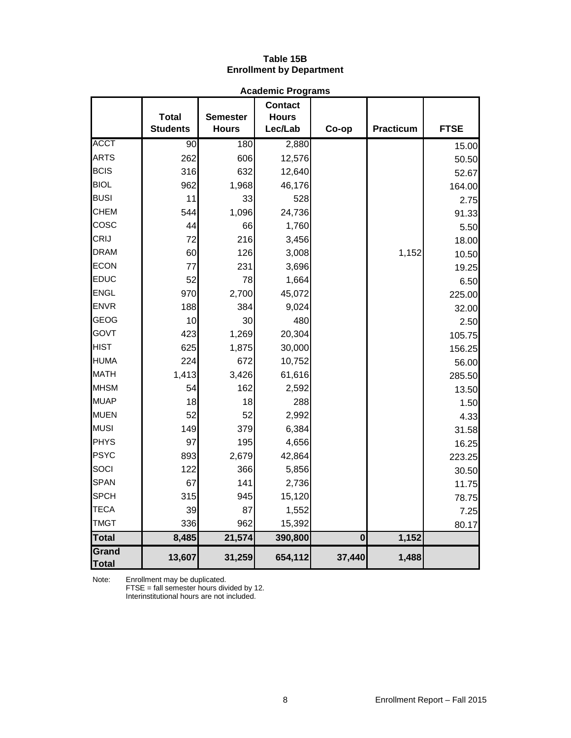**Table 15B**
**Enrollment by Department**

**Academic Programs**

| | Total Students | Semester Hours | Contact Hours Lec/Lab | Co-op | Practicum | FTSE |
|---|---|---|---|---|---|---|
| ACCT | 90 | 180 | 2,880 | | | 15.00 |
| ARTS | 262 | 606 | 12,576 | | | 50.50 |
| BCIS | 316 | 632 | 12,640 | | | 52.67 |
| BIOL | 962 | 1,968 | 46,176 | | | 164.00 |
| BUSI | 11 | 33 | 528 | | | 2.75 |
| CHEM | 544 | 1,096 | 24,736 | | | 91.33 |
| COSC | 44 | 66 | 1,760 | | | 5.50 |
| CRIJ | 72 | 216 | 3,456 | | | 18.00 |
| DRAM | 60 | 126 | 3,008 | | 1,152 | 10.50 |
| ECON | 77 | 231 | 3,696 | | | 19.25 |
| EDUC | 52 | 78 | 1,664 | | | 6.50 |
| ENGL | 970 | 2,700 | 45,072 | | | 225.00 |
| ENVR | 188 | 384 | 9,024 | | | 32.00 |
| GEOG | 10 | 30 | 480 | | | 2.50 |
| GOVT | 423 | 1,269 | 20,304 | | | 105.75 |
| HIST | 625 | 1,875 | 30,000 | | | 156.25 |
| HUMA | 224 | 672 | 10,752 | | | 56.00 |
| MATH | 1,413 | 3,426 | 61,616 | | | 285.50 |
| MHSM | 54 | 162 | 2,592 | | | 13.50 |
| MUAP | 18 | 18 | 288 | | | 1.50 |
| MUEN | 52 | 52 | 2,992 | | | 4.33 |
| MUSI | 149 | 379 | 6,384 | | | 31.58 |
| PHYS | 97 | 195 | 4,656 | | | 16.25 |
| PSYC | 893 | 2,679 | 42,864 | | | 223.25 |
| SOCI | 122 | 366 | 5,856 | | | 30.50 |
| SPAN | 67 | 141 | 2,736 | | | 11.75 |
| SPCH | 315 | 945 | 15,120 | | | 78.75 |
| TECA | 39 | 87 | 1,552 | | | 7.25 |
| TMGT | 336 | 962 | 15,392 | | | 80.17 |
| **Total** | **8,485** | **21,574** | **390,800** | **0** | **1,152** | |
| **Grand Total** | **13,607** | **31,259** | **654,112** | **37,440** | **1,488** | |

Note: Enrollment may be duplicated.
FTSE = fall semester hours divided by 12.
Interinstitutional hours are not included.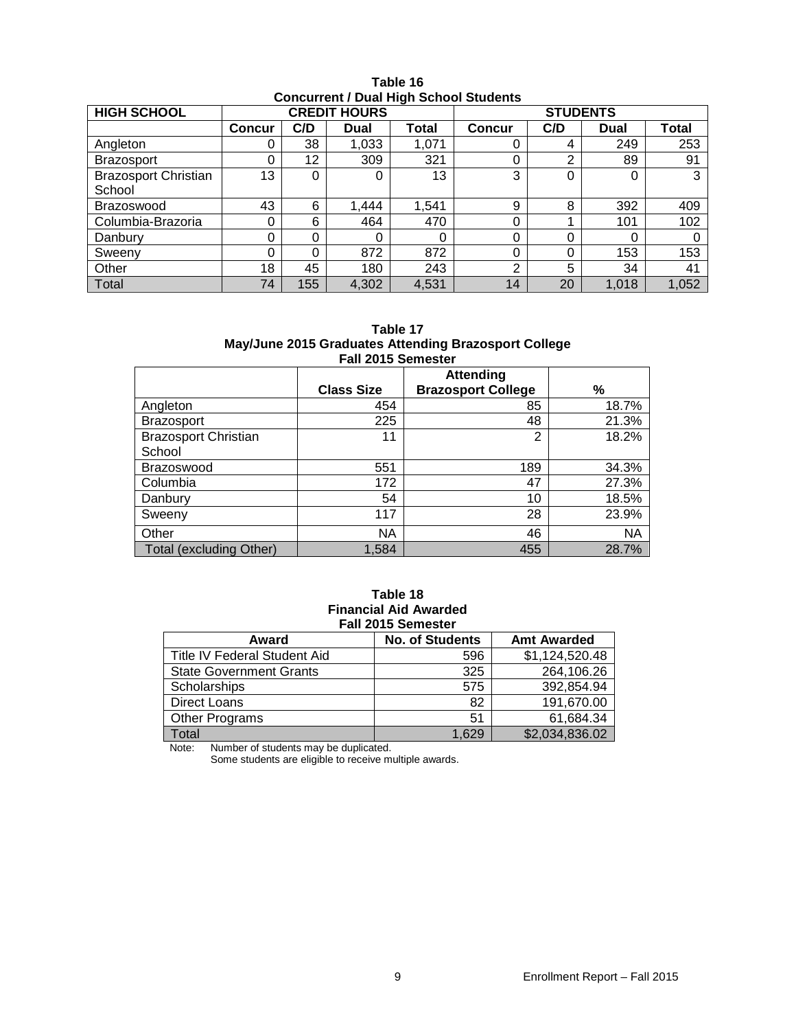**Table 16**
**Concurrent / Dual High School Students**

| HIGH SCHOOL | CREDIT HOURS | | | | STUDENTS | | | |
|---|---|---|---|---|---|---|---|---|
| | Concur | C/D | Dual | Total | Concur | C/D | Dual | Total |
| Angleton | 0 | 38 | 1,033 | 1,071 | 0 | 4 | 249 | 253 |
| Brazosport | 0 | 12 | 309 | 321 | 0 | 2 | 89 | 91 |
| Brazosport Christian School | 13 | 0 | 0 | 13 | 3 | 0 | 0 | 3 |
| Brazoswood | 43 | 6 | 1,444 | 1,541 | 9 | 8 | 392 | 409 |
| Columbia-Brazoria | 0 | 6 | 464 | 470 | 0 | 1 | 101 | 102 |
| Danbury | 0 | 0 | 0 | 0 | 0 | 0 | 0 | 0 |
| Sweeny | 0 | 0 | 872 | 872 | 0 | 0 | 153 | 153 |
| Other | 18 | 45 | 180 | 243 | 2 | 5 | 34 | 41 |
| Total | 74 | 155 | 4,302 | 4,531 | 14 | 20 | 1,018 | 1,052 |

**Table 17**
**May/June 2015 Graduates Attending Brazosport College**
**Fall 2015 Semester**

| | Class Size | Attending Brazosport College | % |
|---|---|---|---|
| Angleton | 454 | 85 | 18.7% |
| Brazosport | 225 | 48 | 21.3% |
| Brazosport Christian School | 11 | 2 | 18.2% |
| Brazoswood | 551 | 189 | 34.3% |
| Columbia | 172 | 47 | 27.3% |
| Danbury | 54 | 10 | 18.5% |
| Sweeny | 117 | 28 | 23.9% |
| Other | NA | 46 | NA |
| Total (excluding Other) | 1,584 | 455 | 28.7% |

**Table 18**
**Financial Aid Awarded**
**Fall 2015 Semester**

| Award | No. of Students | Amt Awarded |
|---|---|---|
| Title IV Federal Student Aid | 596 | $1,124,520.48 |
| State Government Grants | 325 | 264,106.26 |
| Scholarships | 575 | 392,854.94 |
| Direct Loans | 82 | 191,670.00 |
| Other Programs | 51 | 61,684.34 |
| Total | 1,629 | $2,034,836.02 |

Note: Number of students may be duplicated.
Some students are eligible to receive multiple awards.